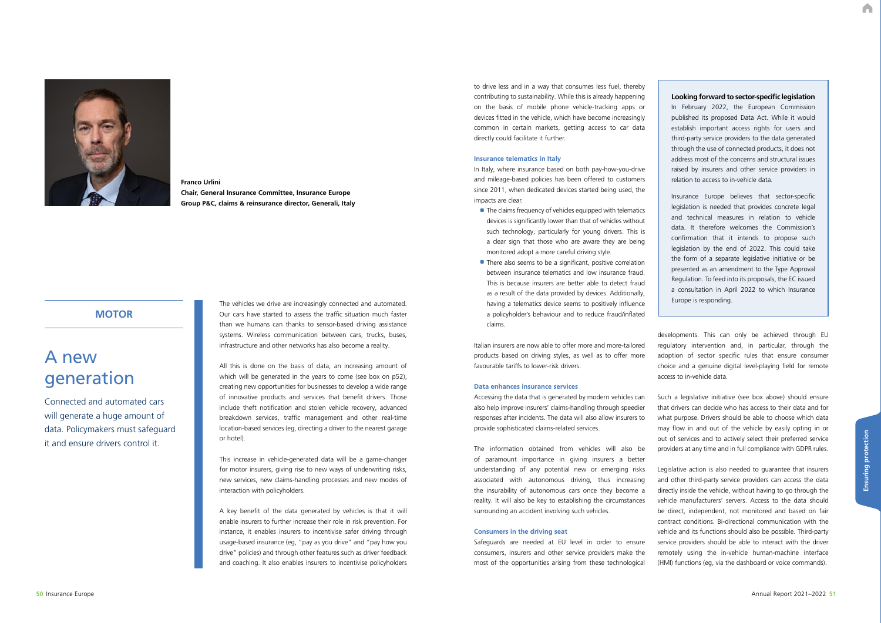## MOTOR

# A new generation

Connected and automated cars will generate a huge amount of data. Policymakers must safeguard it and ensure drivers control it.

**Franco Urlini**
**Chair, General Insurance Committee, Insurance Europe**
**Group P&C, claims & reinsurance director, Generali, Italy**

The vehicles we drive are increasingly connected and automated. Our cars have started to assess the traffic situation much faster than we humans can thanks to sensor-based driving assistance systems. Wireless communication between cars, trucks, buses, infrastructure and other networks has also become a reality.

All this is done on the basis of data, an increasing amount of which will be generated in the years to come (see box on p52), creating new opportunities for businesses to develop a wide range of innovative products and services that benefit drivers. Those include theft notification and stolen vehicle recovery, advanced breakdown services, traffic management and other real-time location-based services (eg, directing a driver to the nearest garage or hotel).

This increase in vehicle-generated data will be a game-changer for motor insurers, giving rise to new ways of underwriting risks, new services, new claims-handling processes and new modes of interaction with policyholders.

A key benefit of the data generated by vehicles is that it will enable insurers to further increase their role in risk prevention. For instance, it enables insurers to incentivise safer driving through usage-based insurance (eg, "pay as you drive" and "pay how you drive" policies) and through other features such as driver feedback and coaching. It also enables insurers to incentivise policyholders to drive less and in a way that consumes less fuel, thereby contributing to sustainability. While this is already happening on the basis of mobile phone vehicle-tracking apps or devices fitted in the vehicle, which have become increasingly common in certain markets, getting access to car data directly could facilitate it further.

### Insurance telematics in Italy

In Italy, where insurance based on both pay-how-you-drive and mileage-based policies has been offered to customers since 2011, when dedicated devices started being used, the impacts are clear.

- The claims frequency of vehicles equipped with telematics devices is significantly lower than that of vehicles without such technology, particularly for young drivers. This is a clear sign that those who are aware they are being monitored adopt a more careful driving style.
- There also seems to be a significant, positive correlation between insurance telematics and low insurance fraud. This is because insurers are better able to detect fraud as a result of the data provided by devices. Additionally, having a telematics device seems to positively influence a policyholder's behaviour and to reduce fraud/inflated claims.

Italian insurers are now able to offer more and more-tailored products based on driving styles, as well as to offer more favourable tariffs to lower-risk drivers.

### Data enhances insurance services

Accessing the data that is generated by modern vehicles can also help improve insurers' claims-handling through speedier responses after incidents. The data will also allow insurers to provide sophisticated claims-related services.

The information obtained from vehicles will also be of paramount importance in giving insurers a better understanding of any potential new or emerging risks associated with autonomous driving, thus increasing the insurability of autonomous cars once they become a reality. It will also be key to establishing the circumstances surrounding an accident involving such vehicles.

### Consumers in the driving seat

Safeguards are needed at EU level in order to ensure consumers, insurers and other service providers make the most of the opportunities arising from these technological developments. This can only be achieved through EU regulatory intervention and, in particular, through the adoption of sector specific rules that ensure consumer choice and a genuine digital level-playing field for remote access to in-vehicle data.

Such a legislative initiative (see box above) should ensure that drivers can decide who has access to their data and for what purpose. Drivers should be able to choose which data may flow in and out of the vehicle by easily opting in or out of services and to actively select their preferred service providers at any time and in full compliance with GDPR rules.

Legislative action is also needed to guarantee that insurers and other third-party service providers can access the data directly inside the vehicle, without having to go through the vehicle manufacturers' servers. Access to the data should be direct, independent, not monitored and based on fair contract conditions. Bi-directional communication with the vehicle and its functions should also be possible. Third-party service providers should be able to interact with the driver remotely using the in-vehicle human-machine interface (HMI) functions (eg, via the dashboard or voice commands).

> **Looking forward to sector-specific legislation**
>
> In February 2022, the European Commission published its proposed Data Act. While it would establish important access rights for users and third-party service providers to the data generated through the use of connected products, it does not address most of the concerns and structural issues raised by insurers and other service providers in relation to access to in-vehicle data.
>
> Insurance Europe believes that sector-specific legislation is needed that provides concrete legal and technical measures in relation to vehicle data. It therefore welcomes the Commission's confirmation that it intends to propose such legislation by the end of 2022. This could take the form of a separate legislative initiative or be presented as an amendment to the Type Approval Regulation. To feed into its proposals, the EC issued a consultation in April 2022 to which Insurance Europe is responding.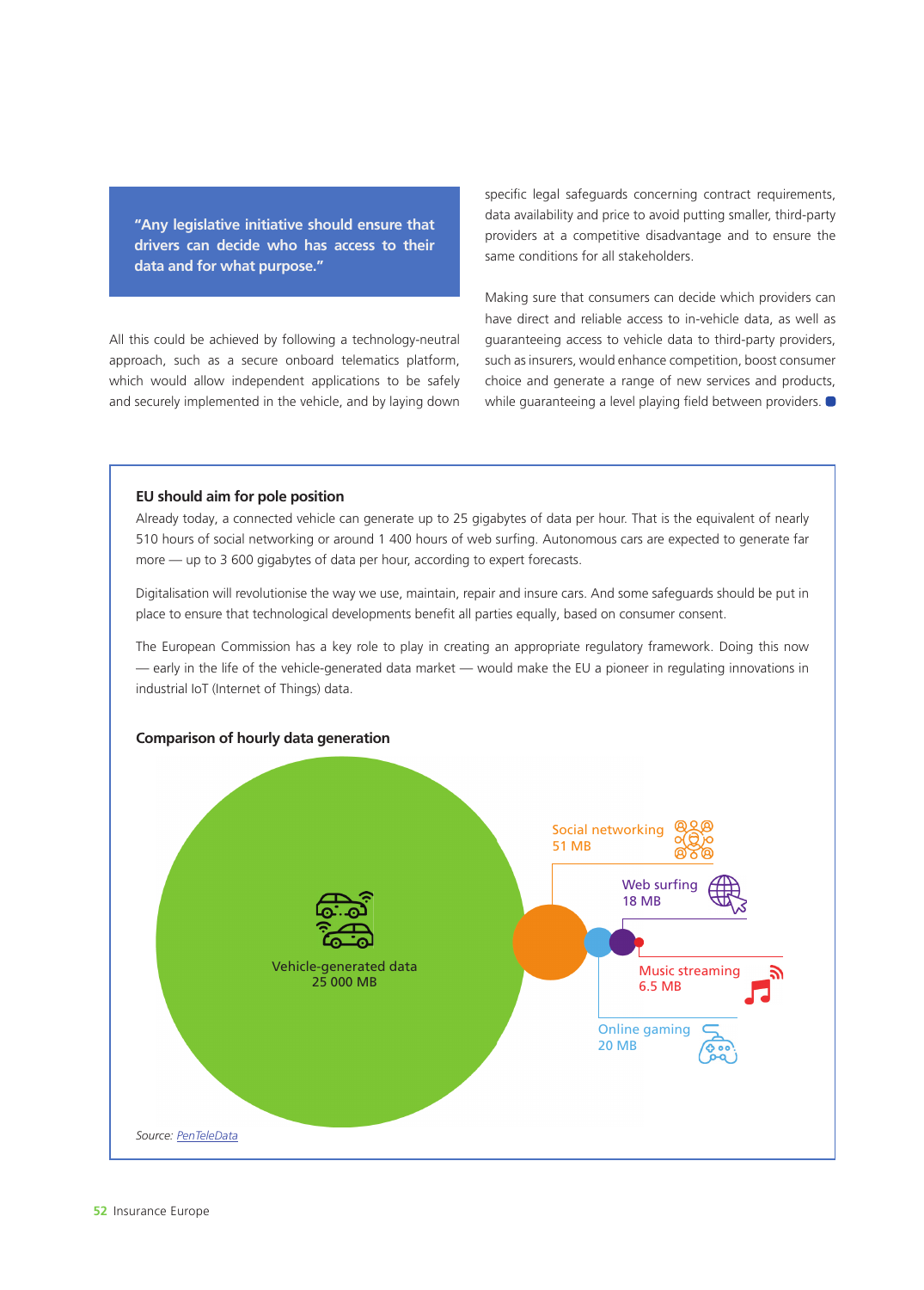> “Any legislative initiative should ensure that drivers can decide who has access to their data and for what purpose.”

All this could be achieved by following a technology-neutral approach, such as a secure onboard telematics platform, which would allow independent applications to be safely and securely implemented in the vehicle, and by laying down specific legal safeguards concerning contract requirements, data availability and price to avoid putting smaller, third-party providers at a competitive disadvantage and to ensure the same conditions for all stakeholders.

Making sure that consumers can decide which providers can have direct and reliable access to in-vehicle data, as well as guaranteeing access to vehicle data to third-party providers, such as insurers, would enhance competition, boost consumer choice and generate a range of new services and products, while guaranteeing a level playing field between providers.

## EU should aim for pole position

Already today, a connected vehicle can generate up to 25 gigabytes of data per hour. That is the equivalent of nearly 510 hours of social networking or around 1 400 hours of web surfing. Autonomous cars are expected to generate far more — up to 3 600 gigabytes of data per hour, according to expert forecasts.

Digitalisation will revolutionise the way we use, maintain, repair and insure cars. And some safeguards should be put in place to ensure that technological developments benefit all parties equally, based on consumer consent.

The European Commission has a key role to play in creating an appropriate regulatory framework. Doing this now — early in the life of the vehicle-generated data market — would make the EU a pioneer in regulating innovations in industrial IoT (Internet of Things) data.

### Comparison of hourly data generation

Vehicle-generated data
25 000 MB

Social networking
51 MB

Web surfing
18 MB

Music streaming
6.5 MB

Online gaming
20 MB

*Source: PenTeleData*